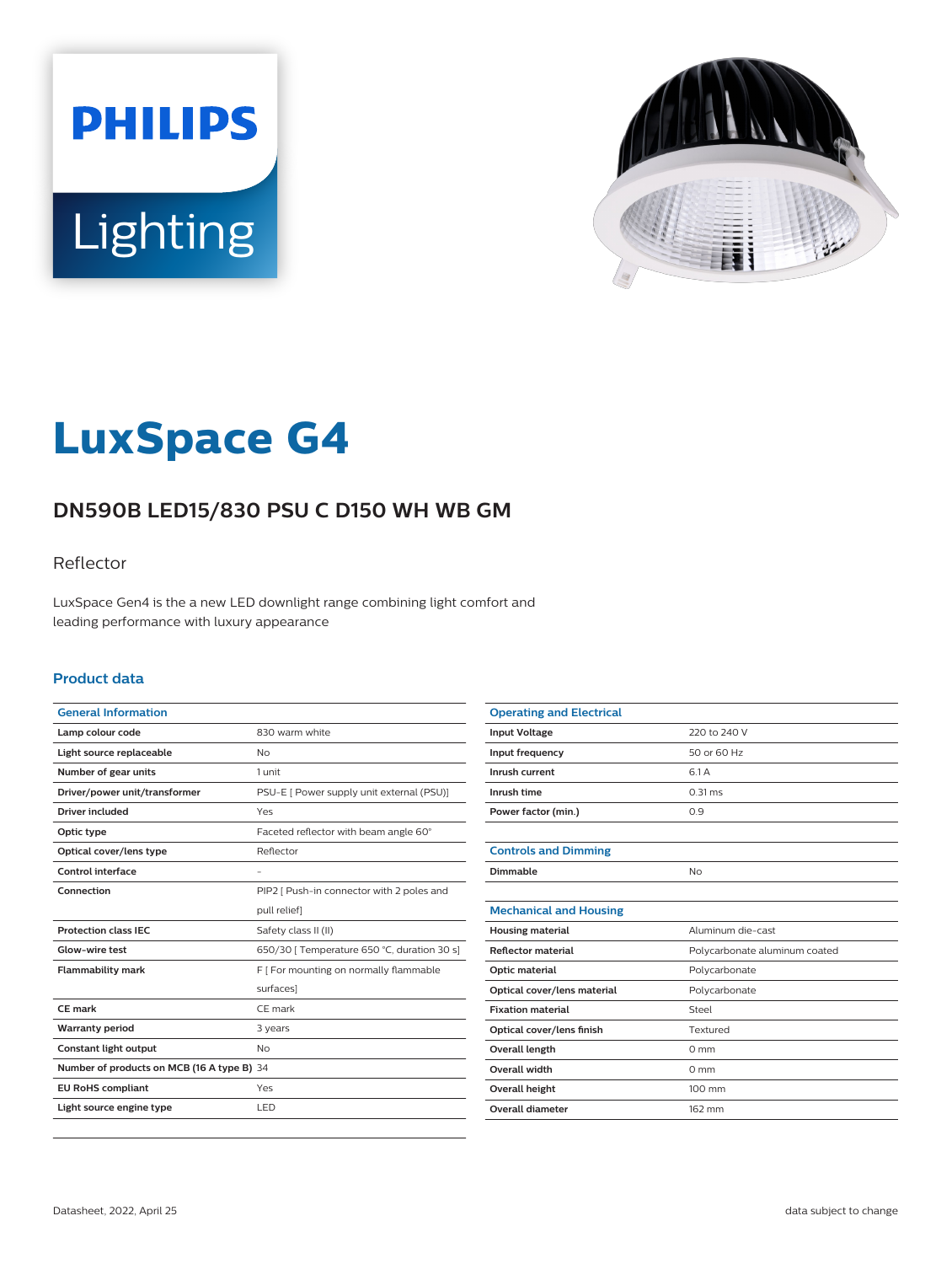PHILIPS

Lighting

# LuxSpace G4

## DN590B LED15/830 PSU C D150 WH WB GM

Reflector

LuxSpace Gen4 is the a new LED downlight range combining light comfort and leading performance with luxury appearance

### Product data

| General Information | |
|---|---|
| Lamp colour code | 830 warm white |
| Light source replaceable | No |
| Number of gear units | 1 unit |
| Driver/power unit/transformer | PSU-E [ Power supply unit external (PSU)] |
| Driver included | Yes |
| Optic type | Faceted reflector with beam angle 60° |
| Optical cover/lens type | Reflector |
| Control interface | - |
| Connection | PIP2 [ Push-in connector with 2 poles and pull relief] |
| Protection class IEC | Safety class II (II) |
| Glow-wire test | 650/30 [ Temperature 650 °C, duration 30 s] |
| Flammability mark | F [ For mounting on normally flammable surfaces] |
| CE mark | CE mark |
| Warranty period | 3 years |
| Constant light output | No |
| Number of products on MCB (16 A type B) | 34 |
| EU RoHS compliant | Yes |
| Light source engine type | LED |

| Operating and Electrical | |
|---|---|
| Input Voltage | 220 to 240 V |
| Input frequency | 50 or 60 Hz |
| Inrush current | 6.1 A |
| Inrush time | 0.31 ms |
| Power factor (min.) | 0.9 |

| Controls and Dimming | |
|---|---|
| Dimmable | No |

| Mechanical and Housing | |
|---|---|
| Housing material | Aluminum die-cast |
| Reflector material | Polycarbonate aluminum coated |
| Optic material | Polycarbonate |
| Optical cover/lens material | Polycarbonate |
| Fixation material | Steel |
| Optical cover/lens finish | Textured |
| Overall length | 0 mm |
| Overall width | 0 mm |
| Overall height | 100 mm |
| Overall diameter | 162 mm |

Datasheet, 2022, April 25

data subject to change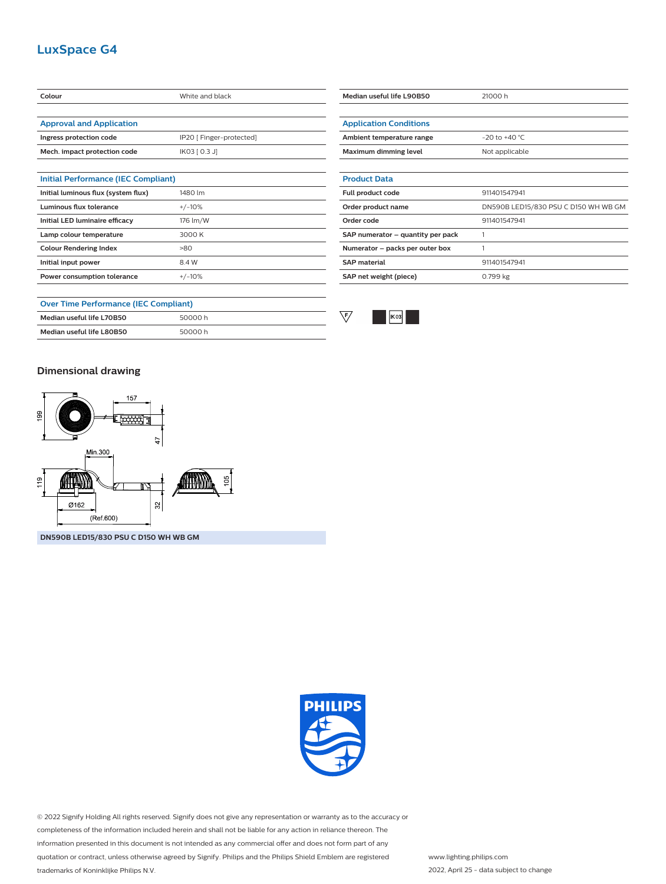## LuxSpace G4

| | |
|---|---|
| Colour | White and black |

### Approval and Application

| | |
|---|---|
| Ingress protection code | IP20 [ Finger-protected] |
| Mech. impact protection code | IK03 [ 0.3 J] |

### Initial Performance (IEC Compliant)

| | |
|---|---|
| Initial luminous flux (system flux) | 1480 lm |
| Luminous flux tolerance | +/-10% |
| Initial LED luminaire efficacy | 176 lm/W |
| Lamp colour temperature | 3000 K |
| Colour Rendering Index | >80 |
| Initial input power | 8.4 W |
| Power consumption tolerance | +/-10% |

### Over Time Performance (IEC Compliant)

| | |
|---|---|
| Median useful life L70B50 | 50000 h |
| Median useful life L80B50 | 50000 h |
| Median useful life L90B50 | 21000 h |

### Application Conditions

| | |
|---|---|
| Ambient temperature range | -20 to +40 °C |
| Maximum dimming level | Not applicable |

### Product Data

| | |
|---|---|
| Full product code | 911401547941 |
| Order product name | DN590B LED15/830 PSU C D150 WH WB GM |
| Order code | 911401547941 |
| SAP numerator – quantity per pack | 1 |
| Numerator – packs per outer box | 1 |
| SAP material | 911401547941 |
| SAP net weight (piece) | 0.799 kg |

F IK03

## Dimensional drawing

199
157
47
Min.300
119
Ø162
(Ref.600)
32
105

**DN590B LED15/830 PSU C D150 WH WB GM**

© 2022 Signify Holding All rights reserved. Signify does not give any representation or warranty as to the accuracy or completeness of the information included herein and shall not be liable for any action in reliance thereon. The information presented in this document is not intended as any commercial offer and does not form part of any quotation or contract, unless otherwise agreed by Signify. Philips and the Philips Shield Emblem are registered trademarks of Koninklijke Philips N.V.

www.lighting.philips.com
2022, April 25 - data subject to change